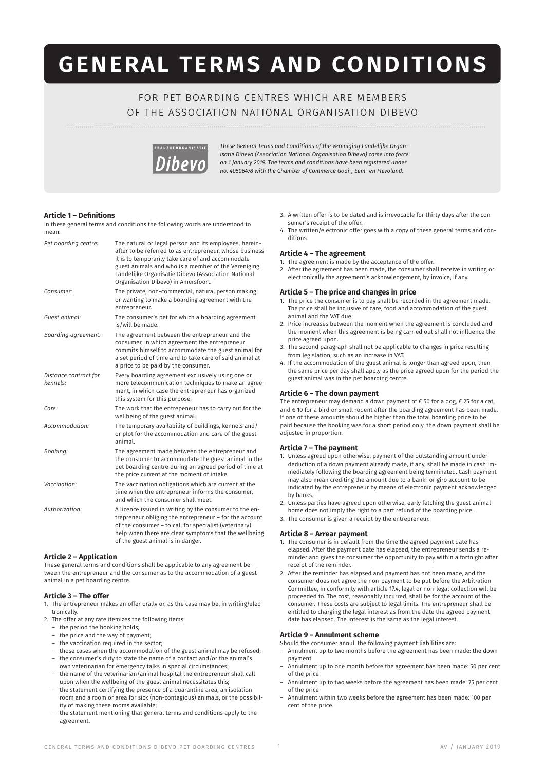# GENERAL TERMS AND CONDITIONS

FOR PET BOARDING CENTRES WHICH ARE MEMBERS OF THE ASSOCIATION NATIONAL ORGANISATION DIBEVO

*These General Terms and Conditions of the Vereniging Landelijke Organisatie Dibevo (Association National Organisation Dibevo) come into force on 1 January 2019. The terms and conditions have been registered under no. 40506478 with the Chamber of Commerce Gooi-, Eem- en Flevoland.*

### Article 1 – Definitions

In these general terms and conditions the following words are understood to mean:

| | |
|---|---|
| *Pet boarding centre:* | The natural or legal person and its employees, hereinafter to be referred to as entrepreneur, whose business it is to temporarily take care of and accommodate guest animals and who is a member of the Vereniging Landelijke Organisatie Dibevo (Association National Organisation Dibevo) in Amersfoort. |
| *Consumer:* | The private, non-commercial, natural person making or wanting to make a boarding agreement with the entrepreneur. |
| *Guest animal:* | The consumer's pet for which a boarding agreement is/will be made. |
| *Boarding agreement:* | The agreement between the entrepreneur and the consumer, in which agreement the entrepreneur commits himself to accommodate the guest animal for a set period of time and to take care of said animal at a price to be paid by the consumer. |
| *Distance contract for kennels:* | Every boarding agreement exclusively using one or more telecommunication techniques to make an agreement, in which case the entrepreneur has organized this system for this purpose. |
| *Care:* | The work that the entrepreneur has to carry out for the wellbeing of the guest animal. |
| *Accommodation:* | The temporary availability of buildings, kennels and/or plot for the accommodation and care of the guest animal. |
| *Booking:* | The agreement made between the entrepreneur and the consumer to accommodate the guest animal in the pet boarding centre during an agreed period of time at the price current at the moment of intake. |
| *Vaccination:* | The vaccination obligations which are current at the time when the entrepreneur informs the consumer, and which the consumer shall meet. |
| *Authorization:* | A licence issued in writing by the consumer to the entrepreneur obliging the entrepreneur – for the account of the consumer – to call for specialist (veterinary) help when there are clear symptoms that the wellbeing of the guest animal is in danger. |

### Article 2 – Application

These general terms and conditions shall be applicable to any agreement between the entrepreneur and the consumer as to the accommodation of a guest animal in a pet boarding centre.

### Article 3 – The offer

1. The entrepreneur makes an offer orally or, as the case may be, in writing/electronically.
2. The offer at any rate itemizes the following items:
   - the period the booking holds;
   - the price and the way of payment;
   - the vaccination required in the sector;
   - those cases when the accommodation of the guest animal may be refused;
   - the consumer's duty to state the name of a contact and/or the animal's own veterinarian for emergency talks in special circumstances;
   - the name of the veterinarian/animal hospital the entrepreneur shall call upon when the wellbeing of the guest animal necessitates this;
   - the statement certifying the presence of a quarantine area, an isolation room and a room or area for sick (non-contagious) animals, or the possibility of making these rooms available;
   - the statement mentioning that general terms and conditions apply to the agreement.
3. A written offer is to be dated and is irrevocable for thirty days after the consumer's receipt of the offer.
4. The written/electronic offer goes with a copy of these general terms and conditions.

### Article 4 – The agreement

1. The agreement is made by the acceptance of the offer.
2. After the agreement has been made, the consumer shall receive in writing or electronically the agreement's acknowledgement, by invoice, if any.

### Article 5 – The price and changes in price

1. The price the consumer is to pay shall be recorded in the agreement made. The price shall be inclusive of care, food and accommodation of the guest animal and the VAT due.
2. Price increases between the moment when the agreement is concluded and the moment when this agreement is being carried out shall not influence the price agreed upon.
3. The second paragraph shall not be applicable to changes in price resulting from legislation, such as an increase in VAT.
4. If the accommodation of the guest animal is longer than agreed upon, then the same price per day shall apply as the price agreed upon for the period the guest animal was in the pet boarding centre.

### Article 6 – The down payment

The entrepreneur may demand a down payment of € 50 for a dog, € 25 for a cat, and € 10 for a bird or small rodent after the boarding agreement has been made. If one of these amounts should be higher than the total boarding price to be paid because the booking was for a short period only, the down payment shall be adjusted in proportion.

### Article 7 – The payment

1. Unless agreed upon otherwise, payment of the outstanding amount under deduction of a down payment already made, if any, shall be made in cash immediately following the boarding agreement being terminated. Cash payment may also mean crediting the amount due to a bank- or giro account to be indicated by the entrepreneur by means of electronic payment acknowledged by banks.
2. Unless parties have agreed upon otherwise, early fetching the guest animal home does not imply the right to a part refund of the boarding price.
3. The consumer is given a receipt by the entrepreneur.

### Article 8 – Arrear payment

1. The consumer is in default from the time the agreed payment date has elapsed. After the payment date has elapsed, the entrepreneur sends a reminder and gives the consumer the opportunity to pay within a fortnight after receipt of the reminder.
2. After the reminder has elapsed and payment has not been made, and the consumer does not agree the non-payment to be put before the Arbitration Committee, in conformity with article 17.4, legal or non-legal collection will be proceeded to. The cost, reasonably incurred, shall be for the account of the consumer. These costs are subject to legal limits. The entrepreneur shall be entitled to charging the legal interest as from the date the agreed payment date has elapsed. The interest is the same as the legal interest.

### Article 9 – Annulment scheme

Should the consumer annul, the following payment liabilities are:

- Annulment up to two months before the agreement has been made: the down payment
- Annulment up to one month before the agreement has been made: 50 per cent of the price
- Annulment up to two weeks before the agreement has been made: 75 per cent of the price
- Annulment within two weeks before the agreement has been made: 100 per cent of the price.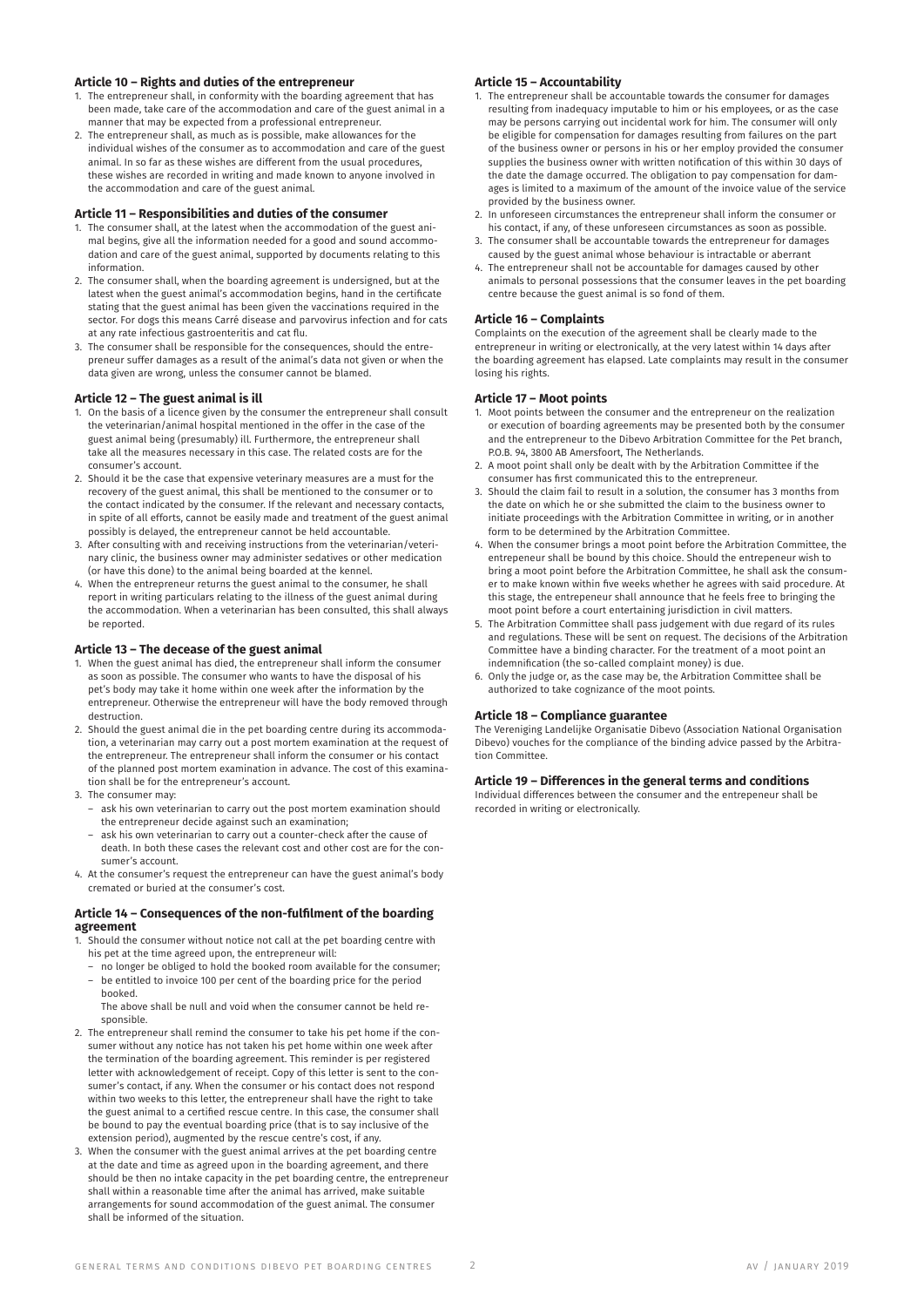### Article 10 – Rights and duties of the entrepreneur

1. The entrepreneur shall, in conformity with the boarding agreement that has been made, take care of the accommodation and care of the guest animal in a manner that may be expected from a professional entrepreneur.
2. The entrepreneur shall, as much as is possible, make allowances for the individual wishes of the consumer as to accommodation and care of the guest animal. In so far as these wishes are different from the usual procedures, these wishes are recorded in writing and made known to anyone involved in the accommodation and care of the guest animal.

### Article 11 – Responsibilities and duties of the consumer

1. The consumer shall, at the latest when the accommodation of the guest animal begins, give all the information needed for a good and sound accommodation and care of the guest animal, supported by documents relating to this information.
2. The consumer shall, when the boarding agreement is undersigned, but at the latest when the guest animal's accommodation begins, hand in the certificate stating that the guest animal has been given the vaccinations required in the sector. For dogs this means Carré disease and parvovirus infection and for cats at any rate infectious gastroenteritis and cat flu.
3. The consumer shall be responsible for the consequences, should the entrepreneur suffer damages as a result of the animal's data not given or when the data given are wrong, unless the consumer cannot be blamed.

### Article 12 – The guest animal is ill

1. On the basis of a licence given by the consumer the entrepreneur shall consult the veterinarian/animal hospital mentioned in the offer in the case of the guest animal being (presumably) ill. Furthermore, the entrepreneur shall take all the measures necessary in this case. The related costs are for the consumer's account.
2. Should it be the case that expensive veterinary measures are a must for the recovery of the guest animal, this shall be mentioned to the consumer or to the contact indicated by the consumer. If the relevant and necessary contacts, in spite of all efforts, cannot be easily made and treatment of the guest animal possibly is delayed, the entrepreneur cannot be held accountable.
3. After consulting with and receiving instructions from the veterinarian/veterinary clinic, the business owner may administer sedatives or other medication (or have this done) to the animal being boarded at the kennel.
4. When the entrepreneur returns the guest animal to the consumer, he shall report in writing particulars relating to the illness of the guest animal during the accommodation. When a veterinarian has been consulted, this shall always be reported.

### Article 13 – The decease of the guest animal

1. When the guest animal has died, the entrepreneur shall inform the consumer as soon as possible. The consumer who wants to have the disposal of his pet's body may take it home within one week after the information by the entrepreneur. Otherwise the entrepreneur will have the body removed through destruction.
2. Should the guest animal die in the pet boarding centre during its accommodation, a veterinarian may carry out a post mortem examination at the request of the entrepreneur. The entrepreneur shall inform the consumer or his contact of the planned post mortem examination in advance. The cost of this examination shall be for the entrepreneur's account.
3. The consumer may:
   - ask his own veterinarian to carry out the post mortem examination should the entrepreneur decide against such an examination;
   - ask his own veterinarian to carry out a counter-check after the cause of death. In both these cases the relevant cost and other cost are for the consumer's account.
4. At the consumer's request the entrepreneur can have the guest animal's body cremated or buried at the consumer's cost.

### Article 14 – Consequences of the non-fulfilment of the boarding agreement

1. Should the consumer without notice not call at the pet boarding centre with his pet at the time agreed upon, the entrepreneur will:
   - no longer be obliged to hold the booked room available for the consumer;
   - be entitled to invoice 100 per cent of the boarding price for the period booked.

   The above shall be null and void when the consumer cannot be held responsible.
2. The entrepreneur shall remind the consumer to take his pet home if the consumer without any notice has not taken his pet home within one week after the termination of the boarding agreement. This reminder is per registered letter with acknowledgement of receipt. Copy of this letter is sent to the consumer's contact, if any. When the consumer or his contact does not respond within two weeks to this letter, the entrepreneur shall have the right to take the guest animal to a certified rescue centre. In this case, the consumer shall be bound to pay the eventual boarding price (that is to say inclusive of the extension period), augmented by the rescue centre's cost, if any.
3. When the consumer with the guest animal arrives at the pet boarding centre at the date and time as agreed upon in the boarding agreement, and there should be then no intake capacity in the pet boarding centre, the entrepreneur shall within a reasonable time after the animal has arrived, make suitable arrangements for sound accommodation of the guest animal. The consumer shall be informed of the situation.

### Article 15 – Accountability

1. The entrepreneur shall be accountable towards the consumer for damages resulting from inadequacy imputable to him or his employees, or as the case may be persons carrying out incidental work for him. The consumer will only be eligible for compensation for damages resulting from failures on the part of the business owner or persons in his or her employ provided the consumer supplies the business owner with written notification of this within 30 days of the date the damage occurred. The obligation to pay compensation for damages is limited to a maximum of the amount of the invoice value of the service provided by the business owner.
2. In unforeseen circumstances the entrepreneur shall inform the consumer or his contact, if any, of these unforeseen circumstances as soon as possible.
3. The consumer shall be accountable towards the entrepreneur for damages caused by the guest animal whose behaviour is intractable or aberrant
4. The entrepreneur shall not be accountable for damages caused by other animals to personal possessions that the consumer leaves in the pet boarding centre because the guest animal is so fond of them.

### Article 16 – Complaints

Complaints on the execution of the agreement shall be clearly made to the entrepreneur in writing or electronically, at the very latest within 14 days after the boarding agreement has elapsed. Late complaints may result in the consumer losing his rights.

### Article 17 – Moot points

1. Moot points between the consumer and the entrepreneur on the realization or execution of boarding agreements may be presented both by the consumer and the entrepreneur to the Dibevo Arbitration Committee for the Pet branch, P.O.B. 94, 3800 AB Amersfoort, The Netherlands.
2. A moot point shall only be dealt with by the Arbitration Committee if the consumer has first communicated this to the entrepreneur.
3. Should the claim fail to result in a solution, the consumer has 3 months from the date on which he or she submitted the claim to the business owner to initiate proceedings with the Arbitration Committee in writing, or in another form to be determined by the Arbitration Committee.
4. When the consumer brings a moot point before the Arbitration Committee, the entrepeneur shall be bound by this choice. Should the entrepeneur wish to bring a moot point before the Arbitration Committee, he shall ask the consumer to make known within five weeks whether he agrees with said procedure. At this stage, the entrepeneur shall announce that he feels free to bringing the moot point before a court entertaining jurisdiction in civil matters.
5. The Arbitration Committee shall pass judgement with due regard of its rules and regulations. These will be sent on request. The decisions of the Arbitration Committee have a binding character. For the treatment of a moot point an indemnification (the so-called complaint money) is due.
6. Only the judge or, as the case may be, the Arbitration Committee shall be authorized to take cognizance of the moot points.

### Article 18 – Compliance guarantee

The Vereniging Landelijke Organisatie Dibevo (Association National Organisation Dibevo) vouches for the compliance of the binding advice passed by the Arbitration Committee.

### Article 19 – Differences in the general terms and conditions

Individual differences between the consumer and the entrepeneur shall be recorded in writing or electronically.